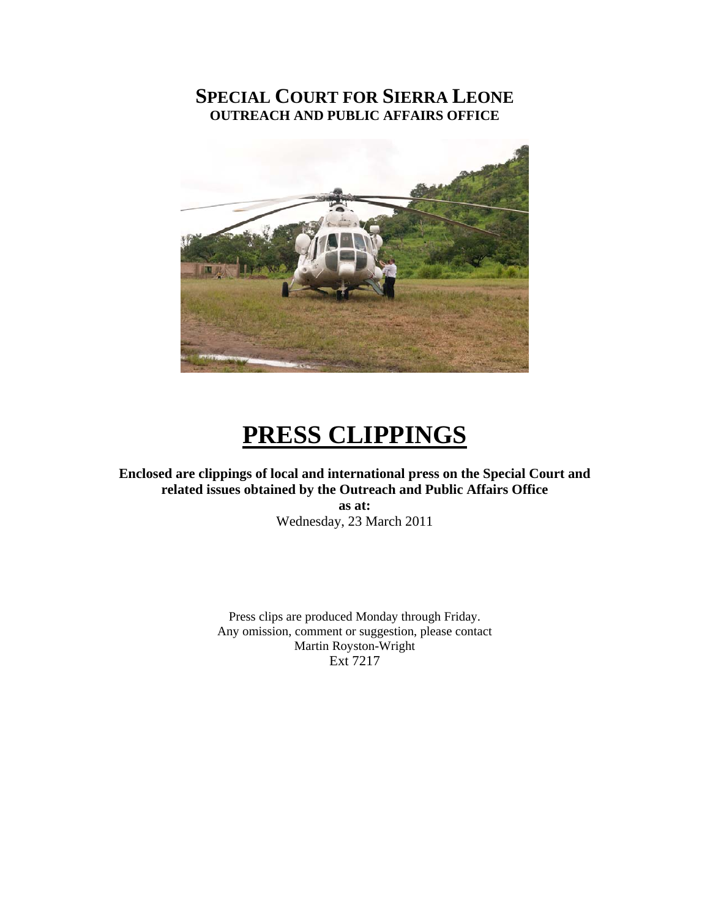# SPECIAL COURT FOR SIERRA LEONE
## OUTREACH AND PUBLIC AFFAIRS OFFICE

# PRESS CLIPPINGS

**Enclosed are clippings of local and international press on the Special Court and related issues obtained by the Outreach and Public Affairs Office**

**as at:**

Wednesday, 23 March 2011

Press clips are produced Monday through Friday.
Any omission, comment or suggestion, please contact
Martin Royston-Wright
Ext 7217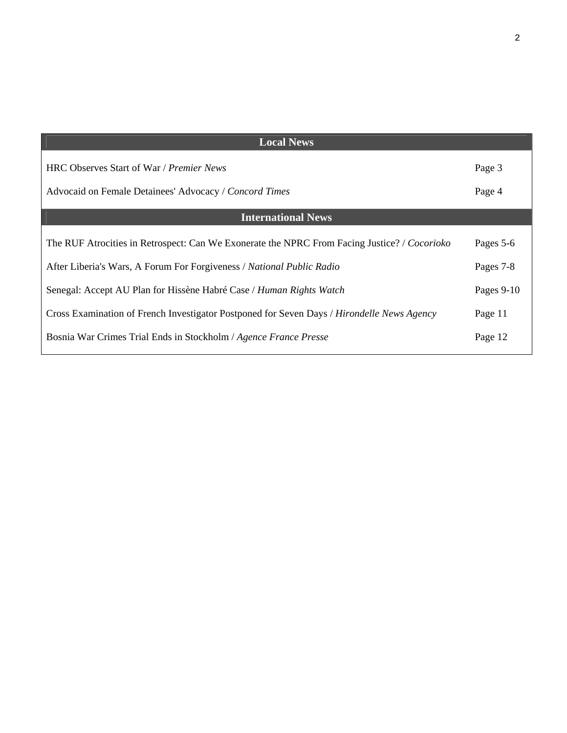| Local News | |
|---|---|
| HRC Observes Start of War / *Premier News* | Page 3 |
| Advocaid on Female Detainees' Advocacy / *Concord Times* | Page 4 |
| **International News** | |
| The RUF Atrocities in Retrospect: Can We Exonerate the NPRC From Facing Justice? / *Cocorioko* | Pages 5-6 |
| After Liberia's Wars, A Forum For Forgiveness / *National Public Radio* | Pages 7-8 |
| Senegal: Accept AU Plan for Hissène Habré Case / *Human Rights Watch* | Pages 9-10 |
| Cross Examination of French Investigator Postponed for Seven Days / *Hirondelle News Agency* | Page 11 |
| Bosnia War Crimes Trial Ends in Stockholm / *Agence France Presse* | Page 12 |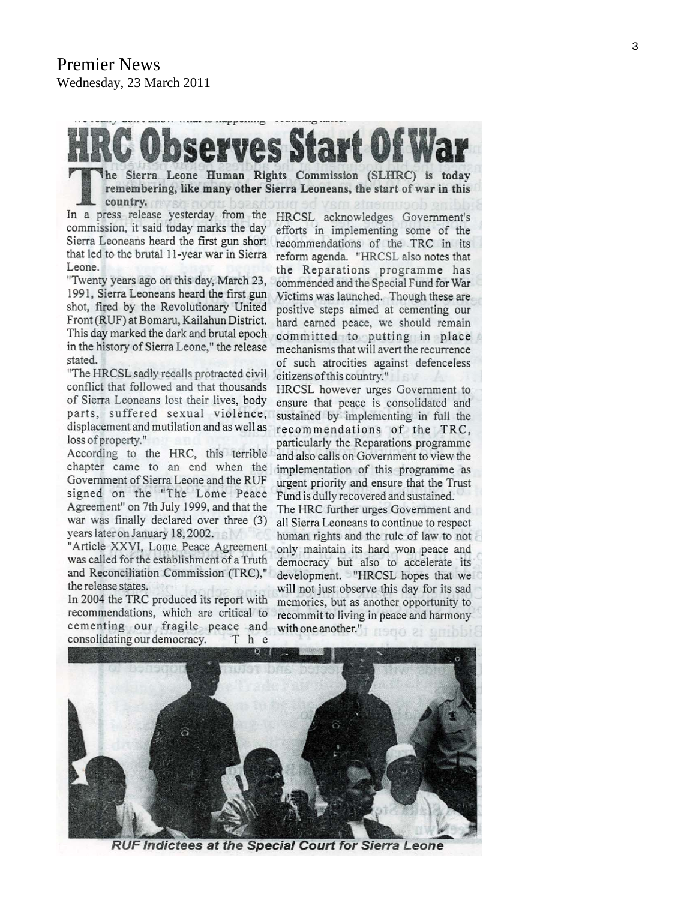Premier News
Wednesday, 23 March 2011

# HRC Observes Start Of War

**The Sierra Leone Human Rights Commission (SLHRC) is today remembering, like many other Sierra Leoneans, the start of war in this country.**

In a press release yesterday from the commission, it said today marks the day Sierra Leoneans heard the first gun short that led to the brutal 11-year war in Sierra Leone.

"Twenty years ago on this day, March 23, 1991, Sierra Leoneans heard the first gun shot, fired by the Revolutionary United Front (RUF) at Bomaru, Kailahun District. This day marked the dark and brutal epoch in the history of Sierra Leone," the release stated.

"The HRCSL sadly recalls protracted civil conflict that followed and that thousands of Sierra Leoneans lost their lives, body parts, suffered sexual violence, displacement and mutilation and as well as loss of property."

According to the HRC, this terrible chapter came to an end when the Government of Sierra Leone and the RUF signed on the "The Lome Peace Agreement" on 7th July 1999, and that the war was finally declared over three (3) years later on January 18, 2002.

"Article XXVI, Lome Peace Agreement was called for the establishment of a Truth and Reconciliation Commission (TRC)," the release states.

In 2004 the TRC produced its report with recommendations, which are critical to cementing our fragile peace and consolidating our democracy. The HRCSL acknowledges Government's efforts in implementing some of the recommendations of the TRC in its reform agenda. "HRCSL also notes that the Reparations programme has commenced and the Special Fund for War Victims was launched. Though these are positive steps aimed at cementing our hard earned peace, we should remain committed to putting in place mechanisms that will avert the recurrence of such atrocities against defenceless citizens of this country."

HRCSL however urges Government to ensure that peace is consolidated and sustained by implementing in full the recommendations of the TRC, particularly the Reparations programme and also calls on Government to view the implementation of this programme as urgent priority and ensure that the Trust Fund is dully recovered and sustained.

The HRC further urges Government and all Sierra Leoneans to continue to respect human rights and the rule of law to not only maintain its hard won peace and democracy but also to accelerate its development. "HRCSL hopes that we will not just observe this day for its sad memories, but as another opportunity to recommit to living in peace and harmony with one another."

*RUF Indictees at the Special Court for Sierra Leone*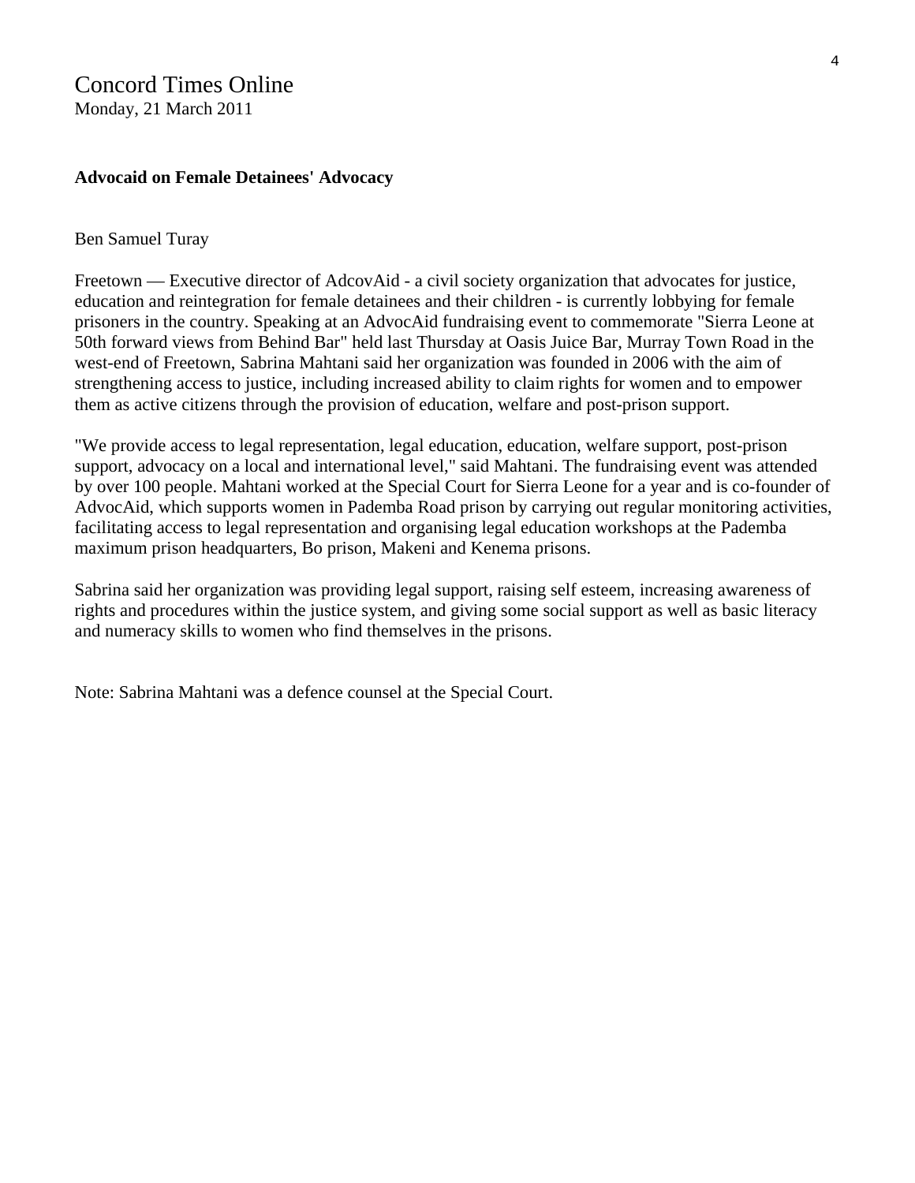Concord Times Online
Monday, 21 March 2011

**Advocaid on Female Detainees' Advocacy**

Ben Samuel Turay

Freetown — Executive director of AdcovAid - a civil society organization that advocates for justice, education and reintegration for female detainees and their children - is currently lobbying for female prisoners in the country. Speaking at an AdvocAid fundraising event to commemorate "Sierra Leone at 50th forward views from Behind Bar" held last Thursday at Oasis Juice Bar, Murray Town Road in the west-end of Freetown, Sabrina Mahtani said her organization was founded in 2006 with the aim of strengthening access to justice, including increased ability to claim rights for women and to empower them as active citizens through the provision of education, welfare and post-prison support.

"We provide access to legal representation, legal education, education, welfare support, post-prison support, advocacy on a local and international level," said Mahtani. The fundraising event was attended by over 100 people. Mahtani worked at the Special Court for Sierra Leone for a year and is co-founder of AdvocAid, which supports women in Pademba Road prison by carrying out regular monitoring activities, facilitating access to legal representation and organising legal education workshops at the Pademba maximum prison headquarters, Bo prison, Makeni and Kenema prisons.

Sabrina said her organization was providing legal support, raising self esteem, increasing awareness of rights and procedures within the justice system, and giving some social support as well as basic literacy and numeracy skills to women who find themselves in the prisons.

Note: Sabrina Mahtani was a defence counsel at the Special Court.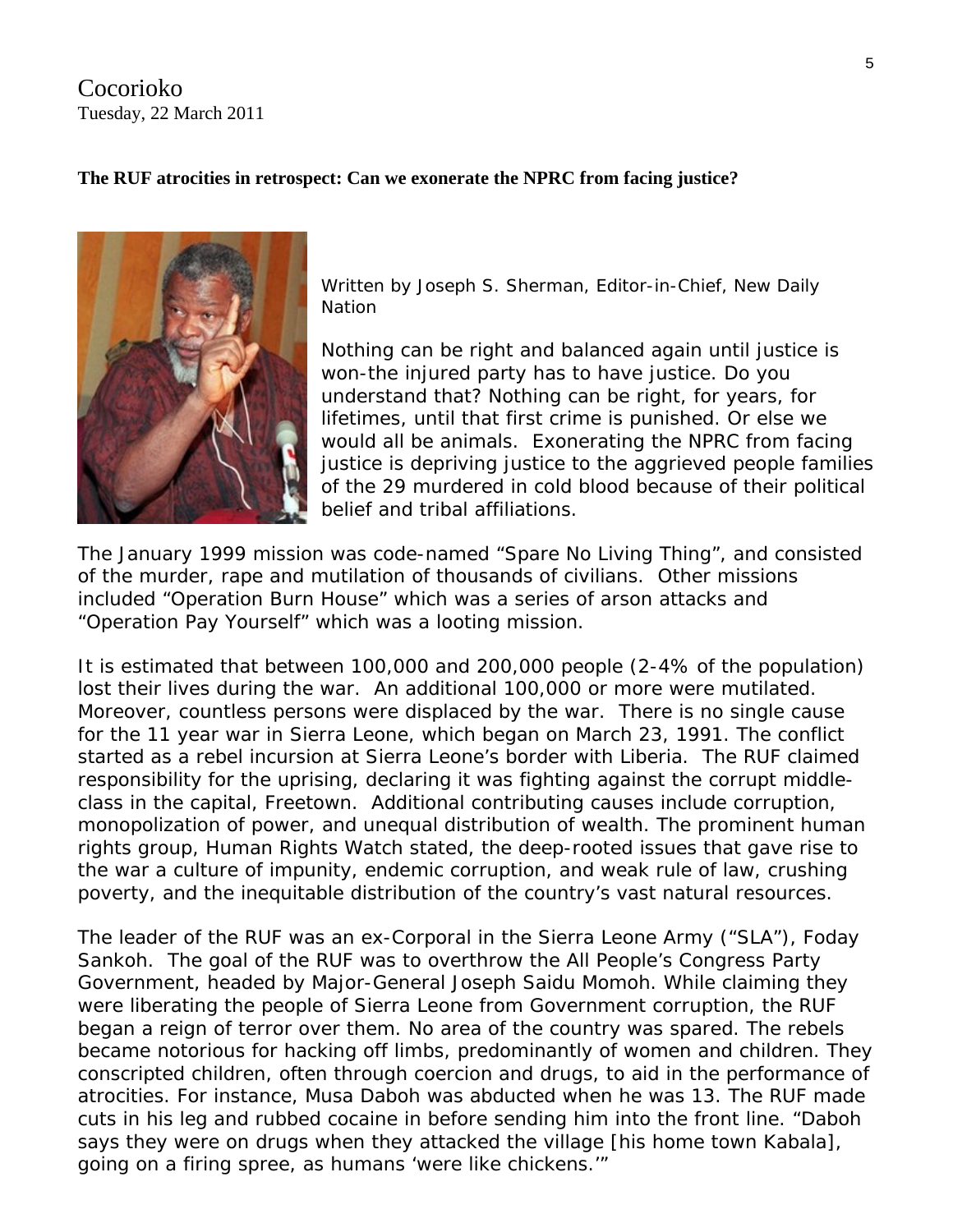Cocorioko
Tuesday, 22 March 2011

**The RUF atrocities in retrospect: Can we exonerate the NPRC from facing justice?**

Written by Joseph S. Sherman, Editor-in-Chief, New Daily Nation

Nothing can be right and balanced again until justice is won-the injured party has to have justice. Do you understand that? Nothing can be right, for years, for lifetimes, until that first crime is punished. Or else we would all be animals. Exonerating the NPRC from facing justice is depriving justice to the aggrieved people families of the 29 murdered in cold blood because of their political belief and tribal affiliations.

The January 1999 mission was code-named "Spare No Living Thing", and consisted of the murder, rape and mutilation of thousands of civilians. Other missions included "Operation Burn House" which was a series of arson attacks and "Operation Pay Yourself" which was a looting mission.

It is estimated that between 100,000 and 200,000 people (2-4% of the population) lost their lives during the war. An additional 100,000 or more were mutilated. Moreover, countless persons were displaced by the war. There is no single cause for the 11 year war in Sierra Leone, which began on March 23, 1991. The conflict started as a rebel incursion at Sierra Leone's border with Liberia. The RUF claimed responsibility for the uprising, declaring it was fighting against the corrupt middle-class in the capital, Freetown. Additional contributing causes include corruption, monopolization of power, and unequal distribution of wealth. The prominent human rights group, Human Rights Watch stated, the deep-rooted issues that gave rise to the war a culture of impunity, endemic corruption, and weak rule of law, crushing poverty, and the inequitable distribution of the country's vast natural resources.

The leader of the RUF was an ex-Corporal in the Sierra Leone Army ("SLA"), Foday Sankoh. The goal of the RUF was to overthrow the All People's Congress Party Government, headed by Major-General Joseph Saidu Momoh. While claiming they were liberating the people of Sierra Leone from Government corruption, the RUF began a reign of terror over them. No area of the country was spared. The rebels became notorious for hacking off limbs, predominantly of women and children. They conscripted children, often through coercion and drugs, to aid in the performance of atrocities. For instance, Musa Daboh was abducted when he was 13. The RUF made cuts in his leg and rubbed cocaine in before sending him into the front line. "Daboh says they were on drugs when they attacked the village [his home town Kabala], going on a firing spree, as humans 'were like chickens.'"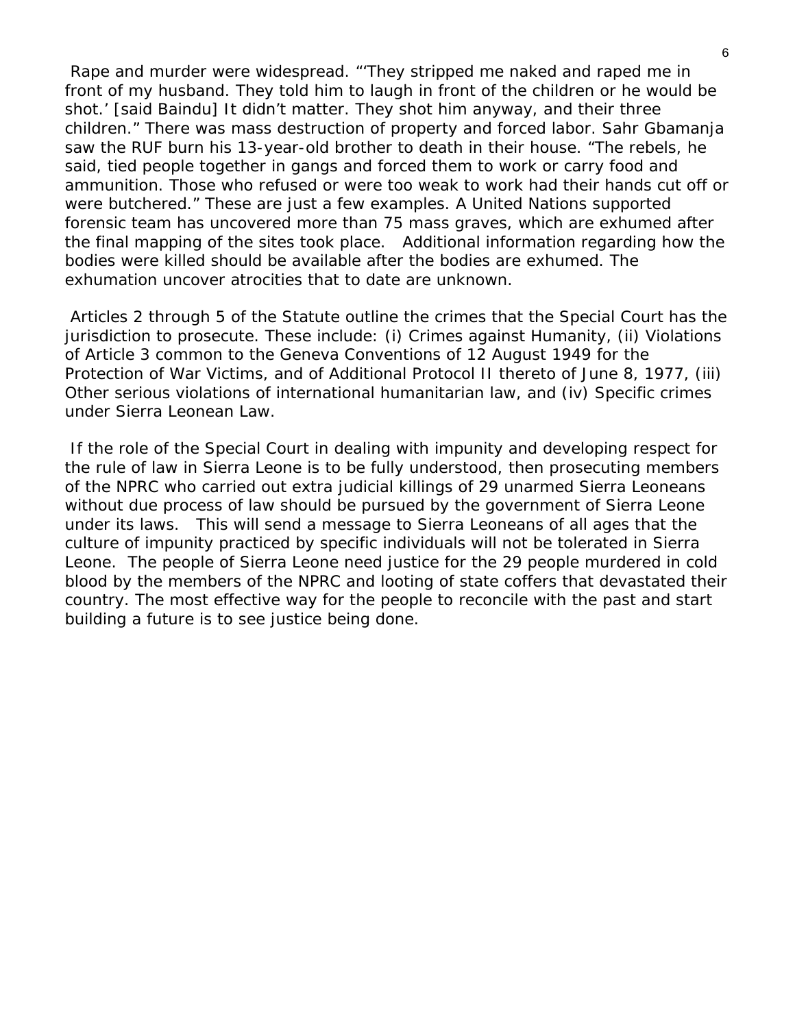Rape and murder were widespread. "'They stripped me naked and raped me in front of my husband. They told him to laugh in front of the children or he would be shot.' [said Baindu] It didn't matter. They shot him anyway, and their three children." There was mass destruction of property and forced labor. Sahr Gbamanja saw the RUF burn his 13-year-old brother to death in their house. "The rebels, he said, tied people together in gangs and forced them to work or carry food and ammunition. Those who refused or were too weak to work had their hands cut off or were butchered." These are just a few examples. A United Nations supported forensic team has uncovered more than 75 mass graves, which are exhumed after the final mapping of the sites took place. Additional information regarding how the bodies were killed should be available after the bodies are exhumed. The exhumation uncover atrocities that to date are unknown.

Articles 2 through 5 of the Statute outline the crimes that the Special Court has the jurisdiction to prosecute. These include: (i) Crimes against Humanity, (ii) Violations of Article 3 common to the Geneva Conventions of 12 August 1949 for the Protection of War Victims, and of Additional Protocol II thereto of June 8, 1977, (iii) Other serious violations of international humanitarian law, and (iv) Specific crimes under Sierra Leonean Law.

If the role of the Special Court in dealing with impunity and developing respect for the rule of law in Sierra Leone is to be fully understood, then prosecuting members of the NPRC who carried out extra judicial killings of 29 unarmed Sierra Leoneans without due process of law should be pursued by the government of Sierra Leone under its laws. This will send a message to Sierra Leoneans of all ages that the culture of impunity practiced by specific individuals will not be tolerated in Sierra Leone. The people of Sierra Leone need justice for the 29 people murdered in cold blood by the members of the NPRC and looting of state coffers that devastated their country. The most effective way for the people to reconcile with the past and start building a future is to see justice being done.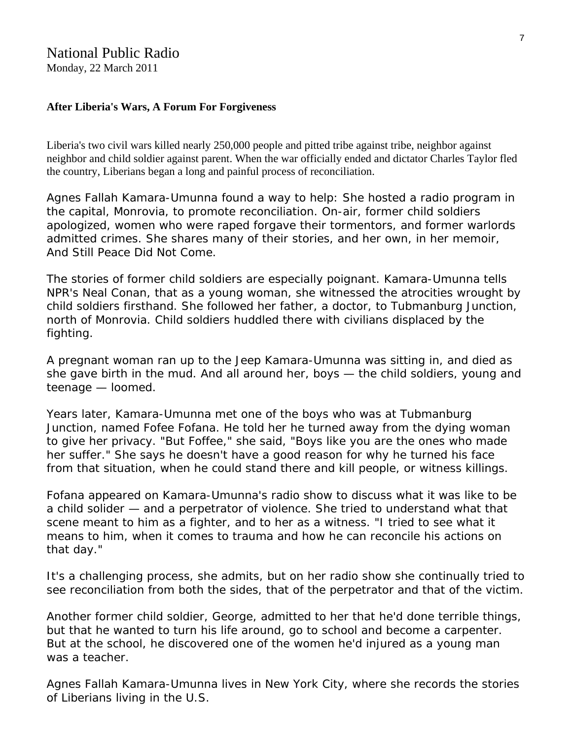National Public Radio
Monday, 22 March 2011

**After Liberia's Wars, A Forum For Forgiveness**

Liberia's two civil wars killed nearly 250,000 people and pitted tribe against tribe, neighbor against neighbor and child soldier against parent. When the war officially ended and dictator Charles Taylor fled the country, Liberians began a long and painful process of reconciliation.

Agnes Fallah Kamara-Umunna found a way to help: She hosted a radio program in the capital, Monrovia, to promote reconciliation. On-air, former child soldiers apologized, women who were raped forgave their tormentors, and former warlords admitted crimes. She shares many of their stories, and her own, in her memoir, And Still Peace Did Not Come.

The stories of former child soldiers are especially poignant. Kamara-Umunna tells NPR's Neal Conan, that as a young woman, she witnessed the atrocities wrought by child soldiers firsthand. She followed her father, a doctor, to Tubmanburg Junction, north of Monrovia. Child soldiers huddled there with civilians displaced by the fighting.

A pregnant woman ran up to the Jeep Kamara-Umunna was sitting in, and died as she gave birth in the mud. And all around her, boys — the child soldiers, young and teenage — loomed.

Years later, Kamara-Umunna met one of the boys who was at Tubmanburg Junction, named Fofee Fofana. He told her he turned away from the dying woman to give her privacy. "But Foffee," she said, "Boys like you are the ones who made her suffer." She says he doesn't have a good reason for why he turned his face from that situation, when he could stand there and kill people, or witness killings.

Fofana appeared on Kamara-Umunna's radio show to discuss what it was like to be a child solider — and a perpetrator of violence. She tried to understand what that scene meant to him as a fighter, and to her as a witness. "I tried to see what it means to him, when it comes to trauma and how he can reconcile his actions on that day."

It's a challenging process, she admits, but on her radio show she continually tried to see reconciliation from both the sides, that of the perpetrator and that of the victim.

Another former child soldier, George, admitted to her that he'd done terrible things, but that he wanted to turn his life around, go to school and become a carpenter. But at the school, he discovered one of the women he'd injured as a young man was a teacher.

Agnes Fallah Kamara-Umunna lives in New York City, where she records the stories of Liberians living in the U.S.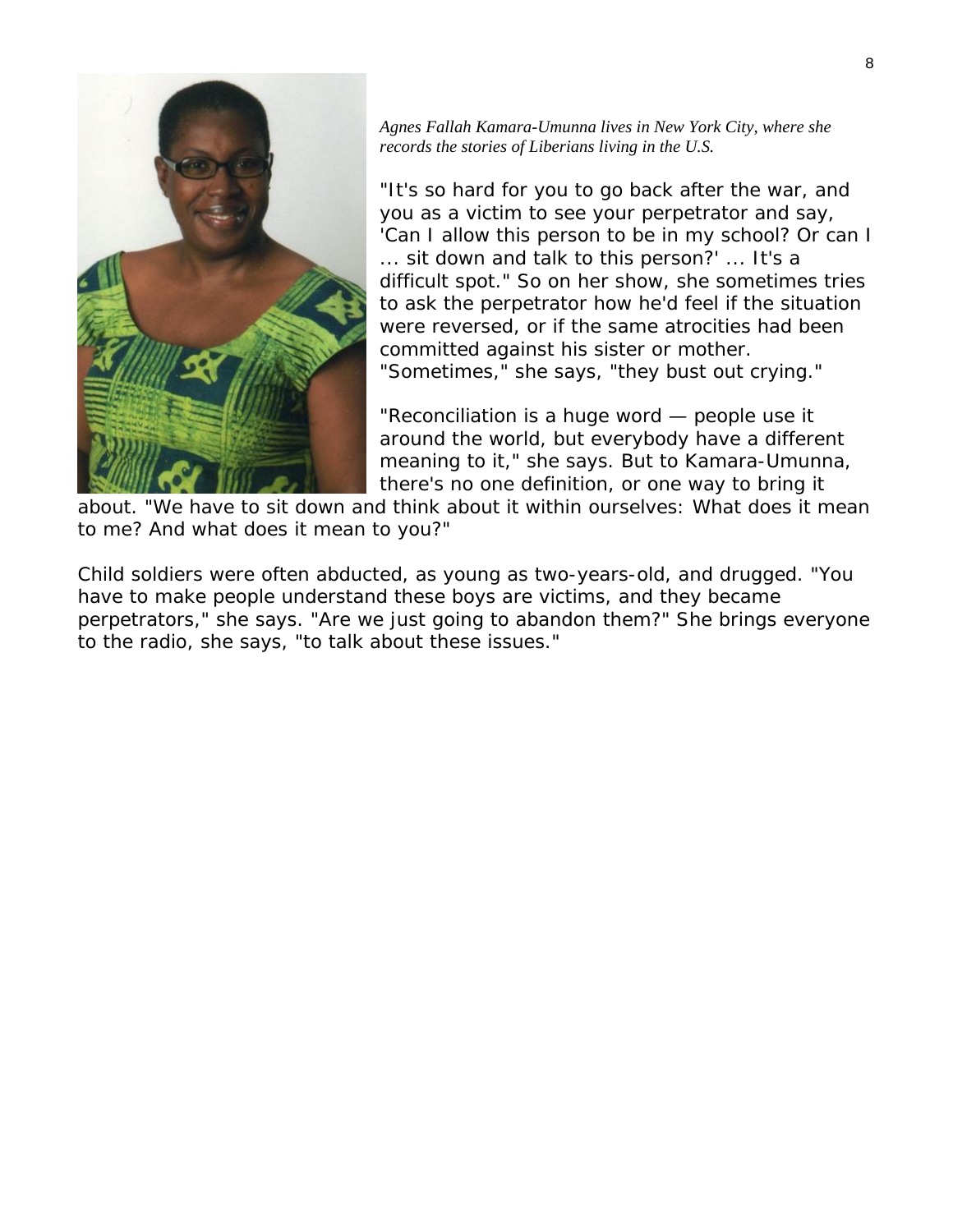*Agnes Fallah Kamara-Umunna lives in New York City, where she records the stories of Liberians living in the U.S.*

"It's so hard for you to go back after the war, and you as a victim to see your perpetrator and say, 'Can I allow this person to be in my school? Or can I ... sit down and talk to this person?' ... It's a difficult spot." So on her show, she sometimes tries to ask the perpetrator how he'd feel if the situation were reversed, or if the same atrocities had been committed against his sister or mother. "Sometimes," she says, "they bust out crying."

"Reconciliation is a huge word — people use it around the world, but everybody have a different meaning to it," she says. But to Kamara-Umunna, there's no one definition, or one way to bring it about. "We have to sit down and think about it within ourselves: What does it mean to me? And what does it mean to you?"

Child soldiers were often abducted, as young as two-years-old, and drugged. "You have to make people understand these boys are victims, and they became perpetrators," she says. "Are we just going to abandon them?" She brings everyone to the radio, she says, "to talk about these issues."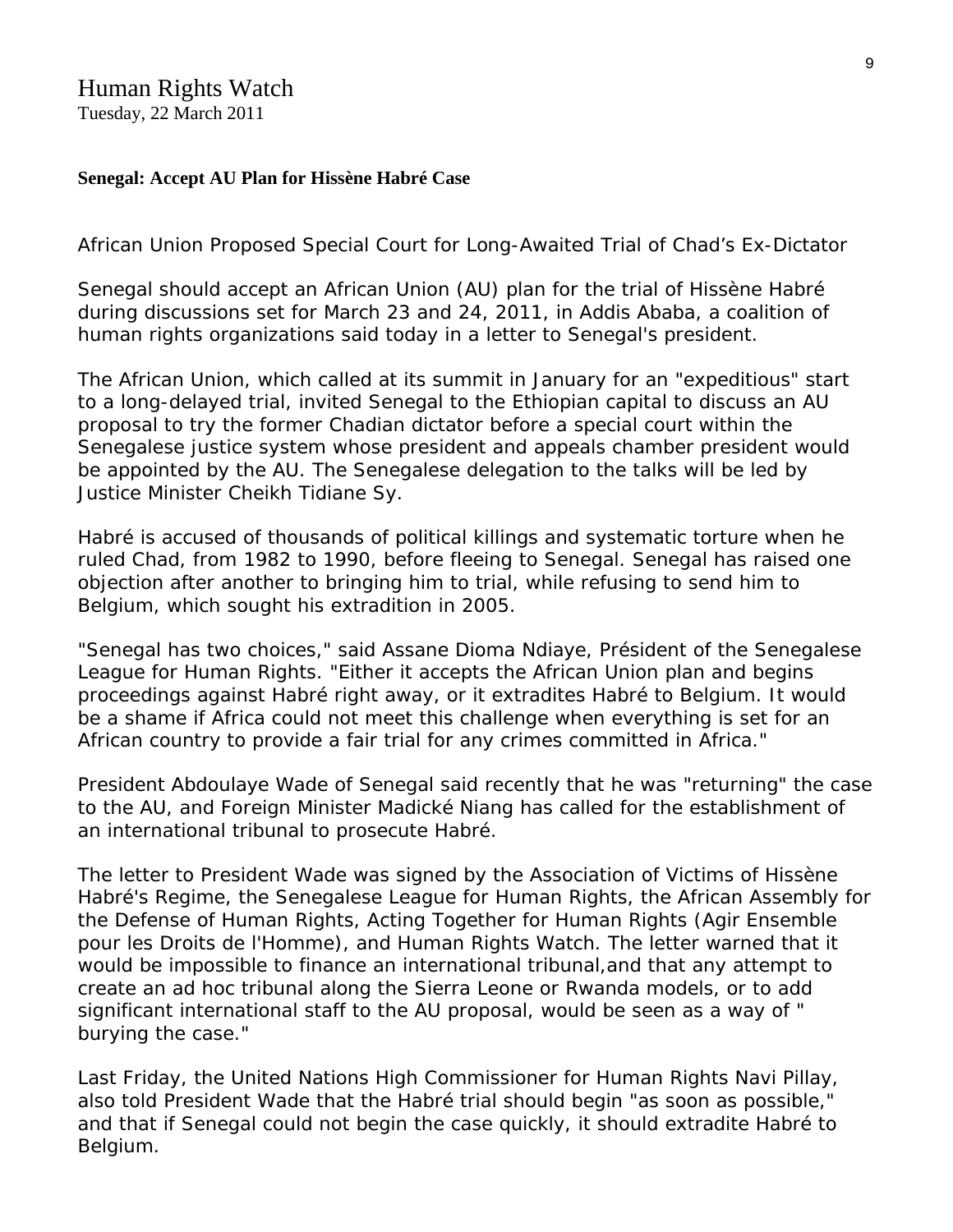Human Rights Watch
Tuesday, 22 March 2011

**Senegal: Accept AU Plan for Hissène Habré Case**

African Union Proposed Special Court for Long-Awaited Trial of Chad's Ex-Dictator

Senegal should accept an African Union (AU) plan for the trial of Hissène Habré during discussions set for March 23 and 24, 2011, in Addis Ababa, a coalition of human rights organizations said today in a letter to Senegal's president.

The African Union, which called at its summit in January for an "expeditious" start to a long-delayed trial, invited Senegal to the Ethiopian capital to discuss an AU proposal to try the former Chadian dictator before a special court within the Senegalese justice system whose president and appeals chamber president would be appointed by the AU. The Senegalese delegation to the talks will be led by Justice Minister Cheikh Tidiane Sy.

Habré is accused of thousands of political killings and systematic torture when he ruled Chad, from 1982 to 1990, before fleeing to Senegal. Senegal has raised one objection after another to bringing him to trial, while refusing to send him to Belgium, which sought his extradition in 2005.

"Senegal has two choices," said Assane Dioma Ndiaye, Président of the Senegalese League for Human Rights. "Either it accepts the African Union plan and begins proceedings against Habré right away, or it extradites Habré to Belgium. It would be a shame if Africa could not meet this challenge when everything is set for an African country to provide a fair trial for any crimes committed in Africa."

President Abdoulaye Wade of Senegal said recently that he was "returning" the case to the AU, and Foreign Minister Madické Niang has called for the establishment of an international tribunal to prosecute Habré.

The letter to President Wade was signed by the Association of Victims of Hissène Habré's Regime, the Senegalese League for Human Rights, the African Assembly for the Defense of Human Rights, Acting Together for Human Rights (Agir Ensemble pour les Droits de l'Homme), and Human Rights Watch. The letter warned that it would be impossible to finance an international tribunal,and that any attempt to create an ad hoc tribunal along the Sierra Leone or Rwanda models, or to add significant international staff to the AU proposal, would be seen as a way of " burying the case."

Last Friday, the United Nations High Commissioner for Human Rights Navi Pillay, also told President Wade that the Habré trial should begin "as soon as possible," and that if Senegal could not begin the case quickly, it should extradite Habré to Belgium.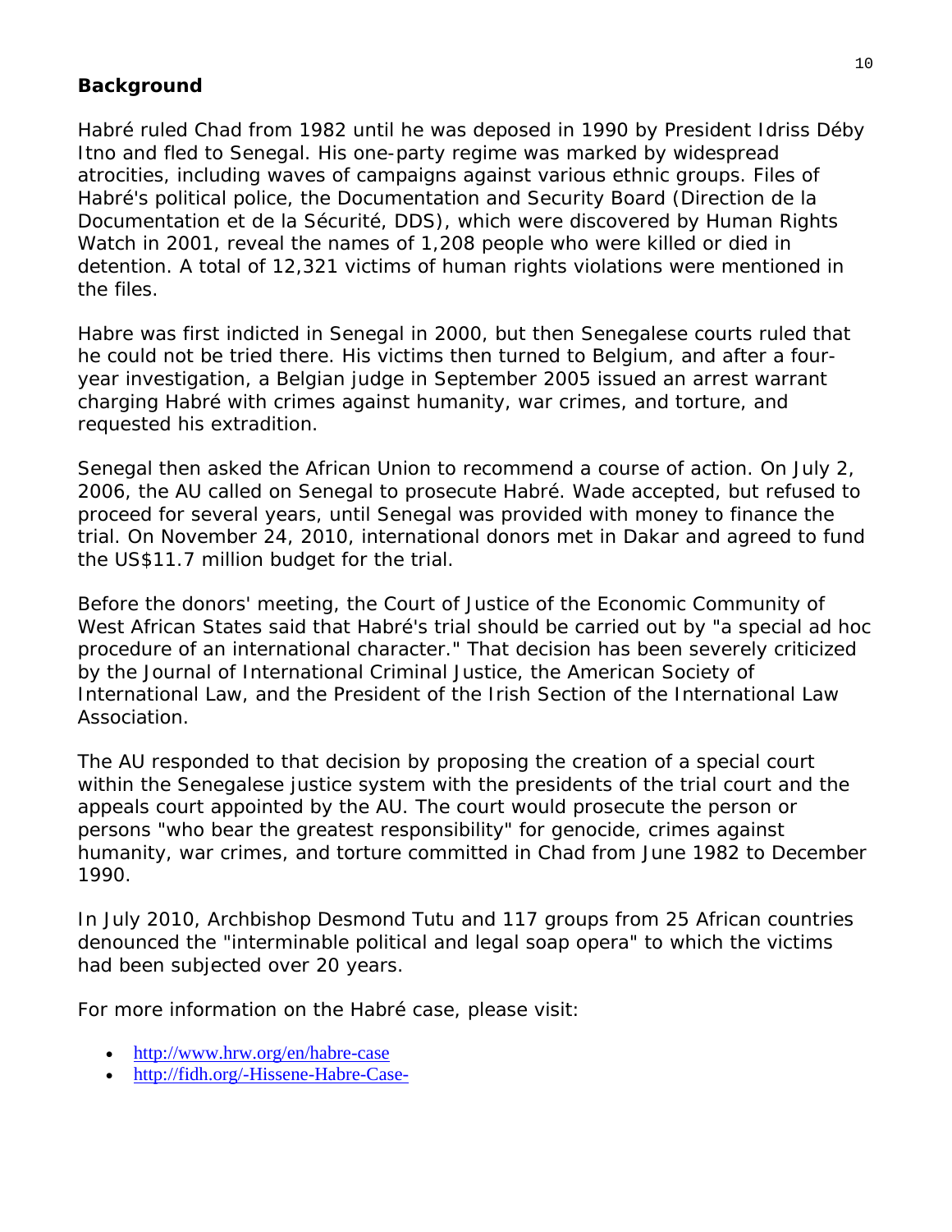## Background

Habré ruled Chad from 1982 until he was deposed in 1990 by President Idriss Déby Itno and fled to Senegal. His one-party regime was marked by widespread atrocities, including waves of campaigns against various ethnic groups. Files of Habré's political police, the Documentation and Security Board (Direction de la Documentation et de la Sécurité, DDS), which were discovered by Human Rights Watch in 2001, reveal the names of 1,208 people who were killed or died in detention. A total of 12,321 victims of human rights violations were mentioned in the files.

Habre was first indicted in Senegal in 2000, but then Senegalese courts ruled that he could not be tried there. His victims then turned to Belgium, and after a four-year investigation, a Belgian judge in September 2005 issued an arrest warrant charging Habré with crimes against humanity, war crimes, and torture, and requested his extradition.

Senegal then asked the African Union to recommend a course of action. On July 2, 2006, the AU called on Senegal to prosecute Habré. Wade accepted, but refused to proceed for several years, until Senegal was provided with money to finance the trial. On November 24, 2010, international donors met in Dakar and agreed to fund the US$11.7 million budget for the trial.

Before the donors' meeting, the Court of Justice of the Economic Community of West African States said that Habré's trial should be carried out by "a special ad hoc procedure of an international character." That decision has been severely criticized by the Journal of International Criminal Justice, the American Society of International Law, and the President of the Irish Section of the International Law Association.

The AU responded to that decision by proposing the creation of a special court within the Senegalese justice system with the presidents of the trial court and the appeals court appointed by the AU. The court would prosecute the person or persons "who bear the greatest responsibility" for genocide, crimes against humanity, war crimes, and torture committed in Chad from June 1982 to December 1990.

In July 2010, Archbishop Desmond Tutu and 117 groups from 25 African countries denounced the "interminable political and legal soap opera" to which the victims had been subjected over 20 years.

For more information on the Habré case, please visit:

- http://www.hrw.org/en/habre-case
- http://fidh.org/-Hissene-Habre-Case-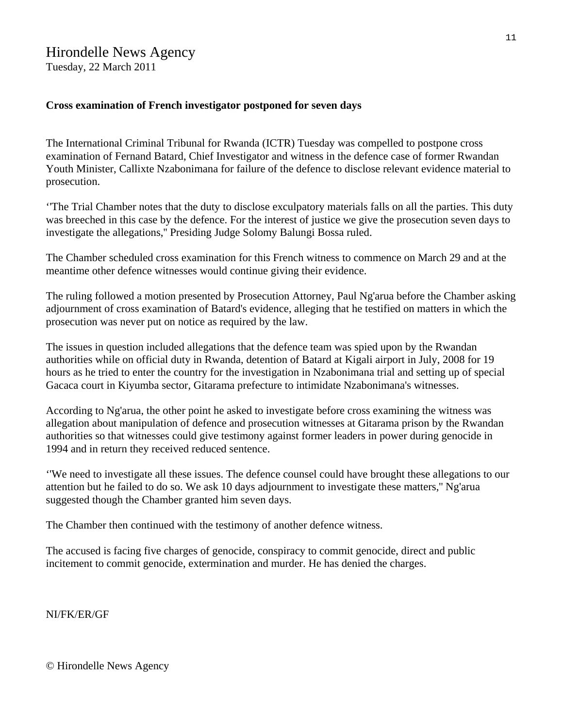Hirondelle News Agency
Tuesday, 22 March 2011

**Cross examination of French investigator postponed for seven days**

The International Criminal Tribunal for Rwanda (ICTR) Tuesday was compelled to postpone cross examination of Fernand Batard, Chief Investigator and witness in the defence case of former Rwandan Youth Minister, Callixte Nzabonimana for failure of the defence to disclose relevant evidence material to prosecution.

‘'The Trial Chamber notes that the duty to disclose exculpatory materials falls on all the parties. This duty was breeched in this case by the defence. For the interest of justice we give the prosecution seven days to investigate the allegations,'' Presiding Judge Solomy Balungi Bossa ruled.

The Chamber scheduled cross examination for this French witness to commence on March 29 and at the meantime other defence witnesses would continue giving their evidence.

The ruling followed a motion presented by Prosecution Attorney, Paul Ng'arua before the Chamber asking adjournment of cross examination of Batard's evidence, alleging that he testified on matters in which the prosecution was never put on notice as required by the law.

The issues in question included allegations that the defence team was spied upon by the Rwandan authorities while on official duty in Rwanda, detention of Batard at Kigali airport in July, 2008 for 19 hours as he tried to enter the country for the investigation in Nzabonimana trial and setting up of special Gacaca court in Kiyumba sector, Gitarama prefecture to intimidate Nzabonimana's witnesses.

According to Ng'arua, the other point he asked to investigate before cross examining the witness was allegation about manipulation of defence and prosecution witnesses at Gitarama prison by the Rwandan authorities so that witnesses could give testimony against former leaders in power during genocide in 1994 and in return they received reduced sentence.

‘'We need to investigate all these issues. The defence counsel could have brought these allegations to our attention but he failed to do so. We ask 10 days adjournment to investigate these matters,'' Ng'arua suggested though the Chamber granted him seven days.

The Chamber then continued with the testimony of another defence witness.

The accused is facing five charges of genocide, conspiracy to commit genocide, direct and public incitement to commit genocide, extermination and murder. He has denied the charges.

NI/FK/ER/GF

© Hirondelle News Agency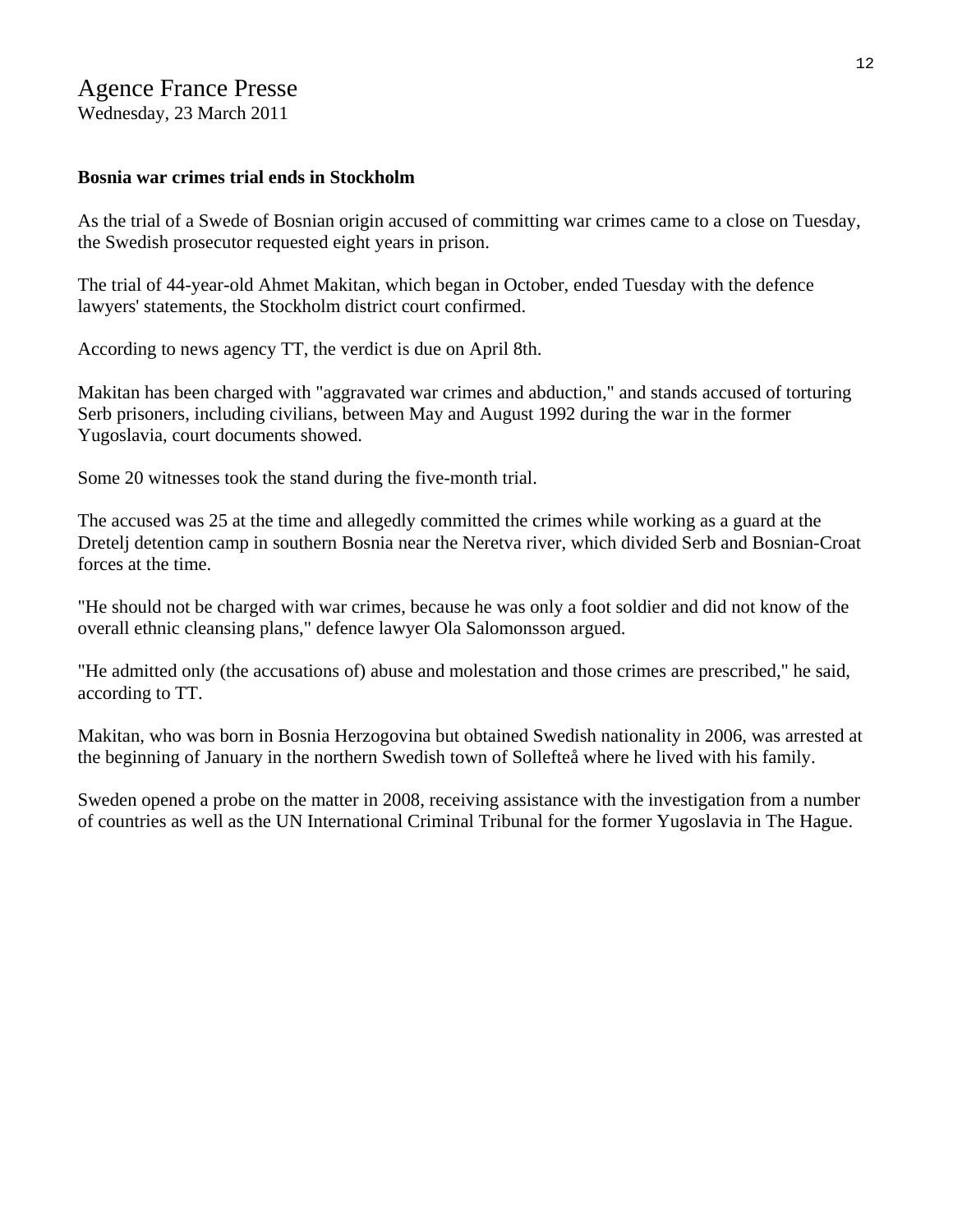Agence France Presse
Wednesday, 23 March 2011

**Bosnia war crimes trial ends in Stockholm**

As the trial of a Swede of Bosnian origin accused of committing war crimes came to a close on Tuesday, the Swedish prosecutor requested eight years in prison.

The trial of 44-year-old Ahmet Makitan, which began in October, ended Tuesday with the defence lawyers' statements, the Stockholm district court confirmed.

According to news agency TT, the verdict is due on April 8th.

Makitan has been charged with "aggravated war crimes and abduction," and stands accused of torturing Serb prisoners, including civilians, between May and August 1992 during the war in the former Yugoslavia, court documents showed.

Some 20 witnesses took the stand during the five-month trial.

The accused was 25 at the time and allegedly committed the crimes while working as a guard at the Dretelj detention camp in southern Bosnia near the Neretva river, which divided Serb and Bosnian-Croat forces at the time.

"He should not be charged with war crimes, because he was only a foot soldier and did not know of the overall ethnic cleansing plans," defence lawyer Ola Salomonsson argued.

"He admitted only (the accusations of) abuse and molestation and those crimes are prescribed," he said, according to TT.

Makitan, who was born in Bosnia Herzogovina but obtained Swedish nationality in 2006, was arrested at the beginning of January in the northern Swedish town of Sollefteå where he lived with his family.

Sweden opened a probe on the matter in 2008, receiving assistance with the investigation from a number of countries as well as the UN International Criminal Tribunal for the former Yugoslavia in The Hague.